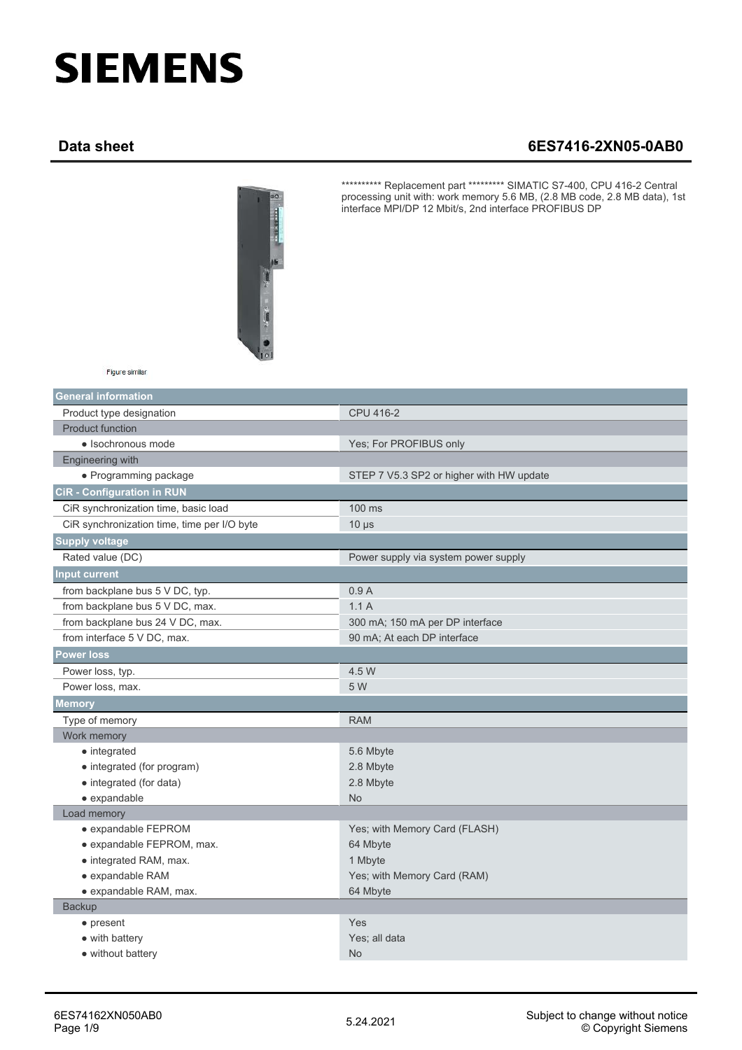# SIEMENS

## Data sheet 6ES7416-2XN05-0AB0

********** Replacement part ********* SIMATIC S7-400, CPU 416-2 Central processing unit with: work memory 5.6 MB, (2.8 MB code, 2.8 MB data), 1st interface MPI/DP 12 Mbit/s, 2nd interface PROFIBUS DP

Figure similar

| General information | |
|---|---|
| Product type designation | CPU 416-2 |
| Product function | |
| • Isochronous mode | Yes; For PROFIBUS only |
| Engineering with | |
| • Programming package | STEP 7 V5.3 SP2 or higher with HW update |
| **CiR - Configuration in RUN** | |
| CiR synchronization time, basic load | 100 ms |
| CiR synchronization time, time per I/O byte | 10 µs |
| **Supply voltage** | |
| Rated value (DC) | Power supply via system power supply |
| **Input current** | |
| from backplane bus 5 V DC, typ. | 0.9 A |
| from backplane bus 5 V DC, max. | 1.1 A |
| from backplane bus 24 V DC, max. | 300 mA; 150 mA per DP interface |
| from interface 5 V DC, max. | 90 mA; At each DP interface |
| **Power loss** | |
| Power loss, typ. | 4.5 W |
| Power loss, max. | 5 W |
| **Memory** | |
| Type of memory | RAM |
| Work memory | |
| • integrated | 5.6 Mbyte |
| • integrated (for program) | 2.8 Mbyte |
| • integrated (for data) | 2.8 Mbyte |
| • expandable | No |
| Load memory | |
| • expandable FEPROM | Yes; with Memory Card (FLASH) |
| • expandable FEPROM, max. | 64 Mbyte |
| • integrated RAM, max. | 1 Mbyte |
| • expandable RAM | Yes; with Memory Card (RAM) |
| • expandable RAM, max. | 64 Mbyte |
| Backup | |
| • present | Yes |
| • with battery | Yes; all data |
| • without battery | No |

6ES74162XN050AB0

5.24.2021

Subject to change without notice
© Copyright Siemens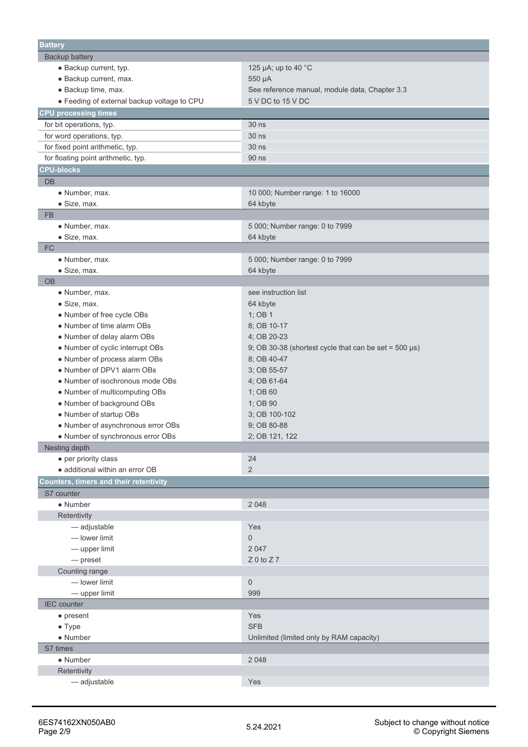| Battery | |
|---|---|
| Backup battery | |
| • Backup current, typ. | 125 µA; up to 40 °C |
| • Backup current, max. | 550 µA |
| • Backup time, max. | See reference manual, module data, Chapter 3.3 |
| • Feeding of external backup voltage to CPU | 5 V DC to 15 V DC |
| **CPU processing times** | |
| for bit operations, typ. | 30 ns |
| for word operations, typ. | 30 ns |
| for fixed point arithmetic, typ. | 30 ns |
| for floating point arithmetic, typ. | 90 ns |
| **CPU-blocks** | |
| DB | |
| • Number, max. | 10 000; Number range: 1 to 16000 |
| • Size, max. | 64 kbyte |
| FB | |
| • Number, max. | 5 000; Number range: 0 to 7999 |
| • Size, max. | 64 kbyte |
| FC | |
| • Number, max. | 5 000; Number range: 0 to 7999 |
| • Size, max. | 64 kbyte |
| OB | |
| • Number, max. | see instruction list |
| • Size, max. | 64 kbyte |
| • Number of free cycle OBs | 1; OB 1 |
| • Number of time alarm OBs | 8; OB 10-17 |
| • Number of delay alarm OBs | 4; OB 20-23 |
| • Number of cyclic interrupt OBs | 9; OB 30-38 (shortest cycle that can be set = 500 µs) |
| • Number of process alarm OBs | 8; OB 40-47 |
| • Number of DPV1 alarm OBs | 3; OB 55-57 |
| • Number of isochronous mode OBs | 4; OB 61-64 |
| • Number of multicomputing OBs | 1; OB 60 |
| • Number of background OBs | 1; OB 90 |
| • Number of startup OBs | 3; OB 100-102 |
| • Number of asynchronous error OBs | 9; OB 80-88 |
| • Number of synchronous error OBs | 2; OB 121, 122 |
| Nesting depth | |
| • per priority class | 24 |
| • additional within an error OB | 2 |
| **Counters, timers and their retentivity** | |
| S7 counter | |
| • Number | 2 048 |
| Retentivity | |
| — adjustable | Yes |
| — lower limit | 0 |
| — upper limit | 2 047 |
| — preset | Z 0 to Z 7 |
| Counting range | |
| — lower limit | 0 |
| — upper limit | 999 |
| IEC counter | |
| • present | Yes |
| • Type | SFB |
| • Number | Unlimited (limited only by RAM capacity) |
| S7 times | |
| • Number | 2 048 |
| Retentivity | |
| — adjustable | Yes |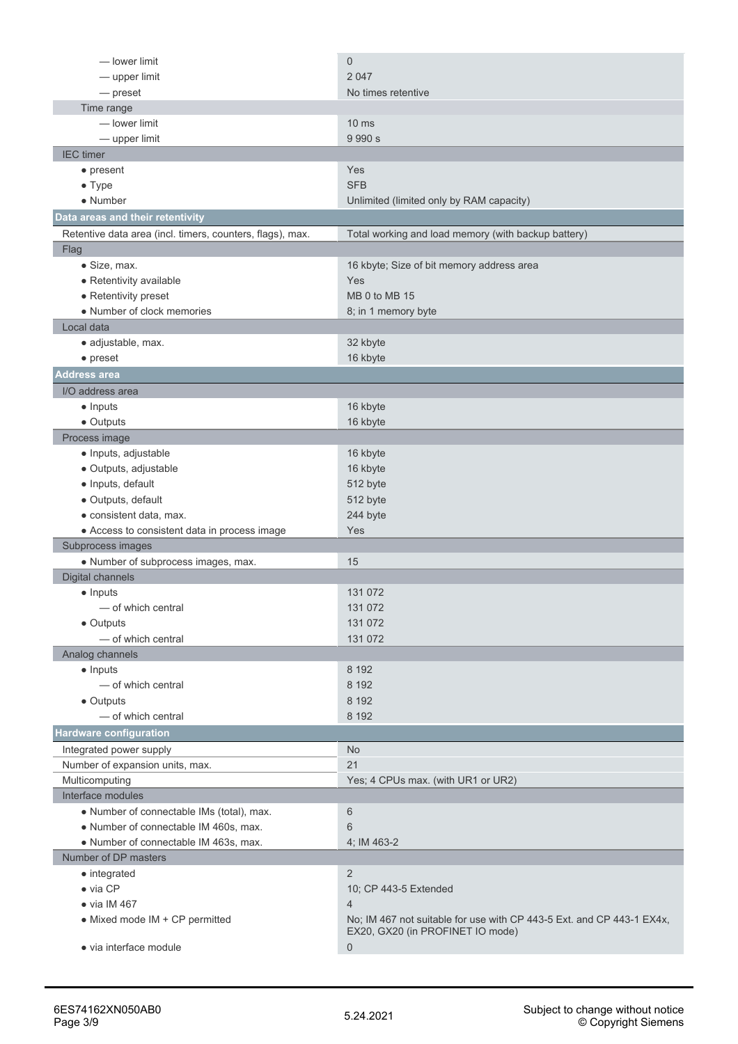| | |
|---|---|
| — lower limit | 0 |
| — upper limit | 2 047 |
| — preset | No times retentive |
| Time range | |
| — lower limit | 10 ms |
| — upper limit | 9 990 s |
| IEC timer | |
| • present | Yes |
| • Type | SFB |
| • Number | Unlimited (limited only by RAM capacity) |
| **Data areas and their retentivity** | |
| Retentive data area (incl. timers, counters, flags), max. | Total working and load memory (with backup battery) |
| Flag | |
| • Size, max. | 16 kbyte; Size of bit memory address area |
| • Retentivity available | Yes |
| • Retentivity preset | MB 0 to MB 15 |
| • Number of clock memories | 8; in 1 memory byte |
| Local data | |
| • adjustable, max. | 32 kbyte |
| • preset | 16 kbyte |
| **Address area** | |
| I/O address area | |
| • Inputs | 16 kbyte |
| • Outputs | 16 kbyte |
| Process image | |
| • Inputs, adjustable | 16 kbyte |
| • Outputs, adjustable | 16 kbyte |
| • Inputs, default | 512 byte |
| • Outputs, default | 512 byte |
| • consistent data, max. | 244 byte |
| • Access to consistent data in process image | Yes |
| Subprocess images | |
| • Number of subprocess images, max. | 15 |
| Digital channels | |
| • Inputs | 131 072 |
| — of which central | 131 072 |
| • Outputs | 131 072 |
| — of which central | 131 072 |
| Analog channels | |
| • Inputs | 8 192 |
| — of which central | 8 192 |
| • Outputs | 8 192 |
| — of which central | 8 192 |
| **Hardware configuration** | |
| Integrated power supply | No |
| Number of expansion units, max. | 21 |
| Multicomputing | Yes; 4 CPUs max. (with UR1 or UR2) |
| Interface modules | |
| • Number of connectable IMs (total), max. | 6 |
| • Number of connectable IM 460s, max. | 6 |
| • Number of connectable IM 463s, max. | 4; IM 463-2 |
| Number of DP masters | |
| • integrated | 2 |
| • via CP | 10; CP 443-5 Extended |
| • via IM 467 | 4 |
| • Mixed mode IM + CP permitted | No; IM 467 not suitable for use with CP 443-5 Ext. and CP 443-1 EX4x, EX20, GX20 (in PROFINET IO mode) |
| • via interface module | 0 |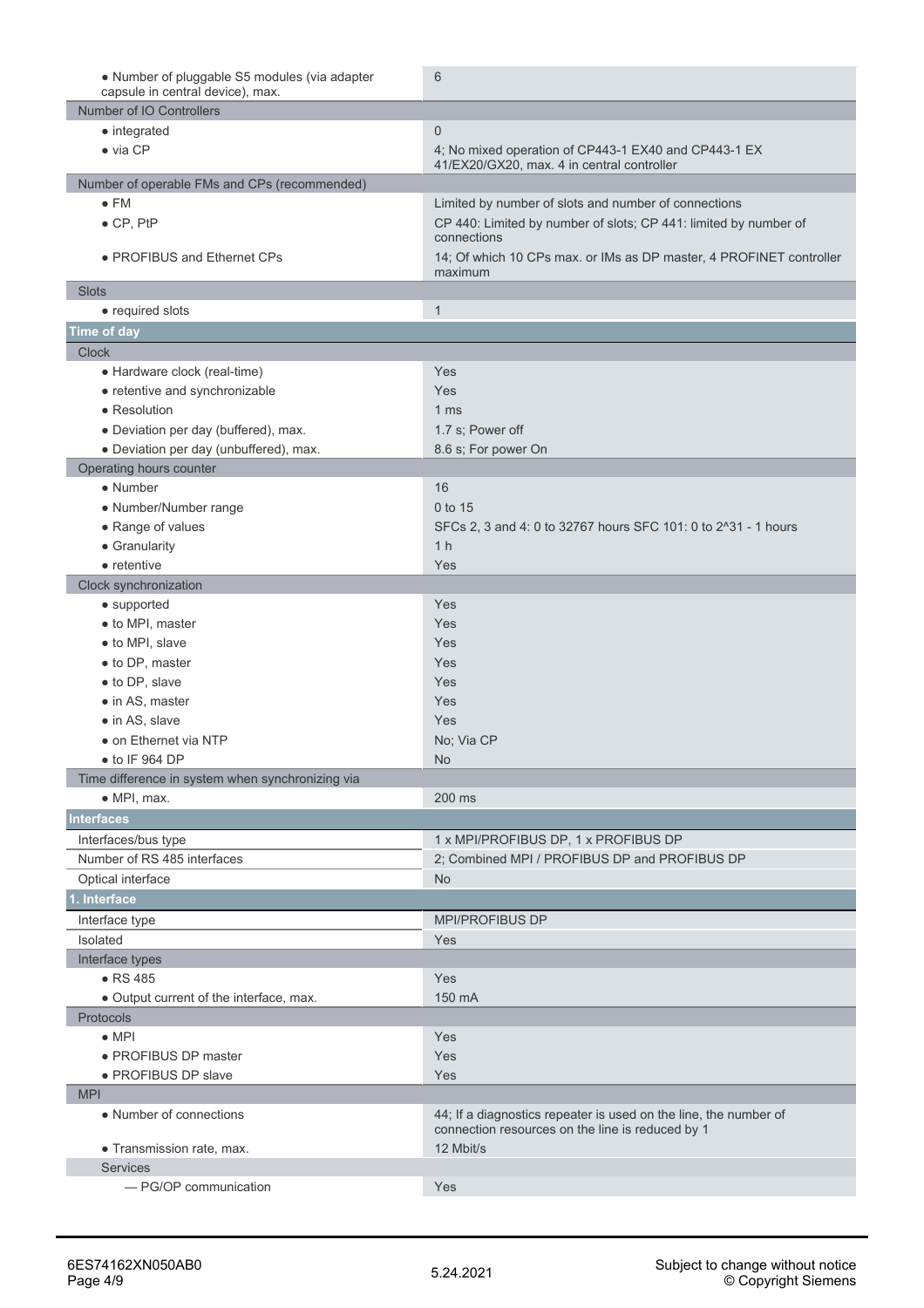| | |
|---|---|
| • Number of pluggable S5 modules (via adapter capsule in central device), max. | 6 |
| Number of IO Controllers | |
| • integrated | 0 |
| • via CP | 4; No mixed operation of CP443-1 EX40 and CP443-1 EX 41/EX20/GX20, max. 4 in central controller |
| Number of operable FMs and CPs (recommended) | |
| • FM | Limited by number of slots and number of connections |
| • CP, PtP | CP 440: Limited by number of slots; CP 441: limited by number of connections |
| • PROFIBUS and Ethernet CPs | 14; Of which 10 CPs max. or IMs as DP master, 4 PROFINET controller maximum |
| Slots | |
| • required slots | 1 |

## Time of day

| | |
|---|---|
| Clock | |
| • Hardware clock (real-time) | Yes |
| • retentive and synchronizable | Yes |
| • Resolution | 1 ms |
| • Deviation per day (buffered), max. | 1.7 s; Power off |
| • Deviation per day (unbuffered), max. | 8.6 s; For power On |
| Operating hours counter | |
| • Number | 16 |
| • Number/Number range | 0 to 15 |
| • Range of values | SFCs 2, 3 and 4: 0 to 32767 hours SFC 101: 0 to 2^31 - 1 hours |
| • Granularity | 1 h |
| • retentive | Yes |
| Clock synchronization | |
| • supported | Yes |
| • to MPI, master | Yes |
| • to MPI, slave | Yes |
| • to DP, master | Yes |
| • to DP, slave | Yes |
| • in AS, master | Yes |
| • in AS, slave | Yes |
| • on Ethernet via NTP | No; Via CP |
| • to IF 964 DP | No |
| Time difference in system when synchronizing via | |
| • MPI, max. | 200 ms |

## Interfaces

| | |
|---|---|
| Interfaces/bus type | 1 x MPI/PROFIBUS DP, 1 x PROFIBUS DP |
| Number of RS 485 interfaces | 2; Combined MPI / PROFIBUS DP and PROFIBUS DP |
| Optical interface | No |

## 1. Interface

| | |
|---|---|
| Interface type | MPI/PROFIBUS DP |
| Isolated | Yes |
| Interface types | |
| • RS 485 | Yes |
| • Output current of the interface, max. | 150 mA |
| Protocols | |
| • MPI | Yes |
| • PROFIBUS DP master | Yes |
| • PROFIBUS DP slave | Yes |
| MPI | |
| • Number of connections | 44; If a diagnostics repeater is used on the line, the number of connection resources on the line is reduced by 1 |
| • Transmission rate, max. | 12 Mbit/s |
| Services | |
| — PG/OP communication | Yes |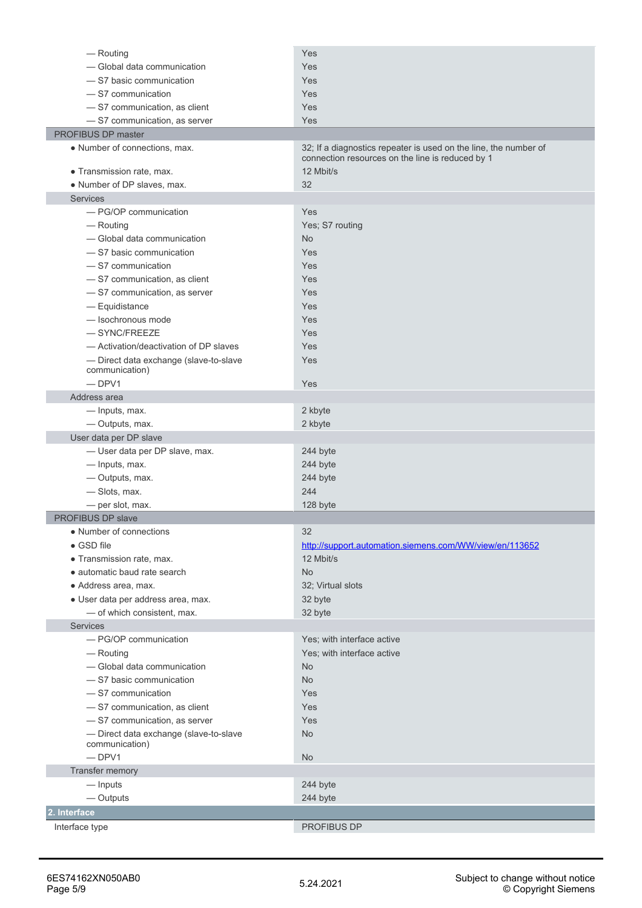| | |
|---|---|
| — Routing | Yes |
| — Global data communication | Yes |
| — S7 basic communication | Yes |
| — S7 communication | Yes |
| — S7 communication, as client | Yes |
| — S7 communication, as server | Yes |
| PROFIBUS DP master | |
| • Number of connections, max. | 32; If a diagnostics repeater is used on the line, the number of connection resources on the line is reduced by 1 |
| • Transmission rate, max. | 12 Mbit/s |
| • Number of DP slaves, max. | 32 |
| Services | |
| — PG/OP communication | Yes |
| — Routing | Yes; S7 routing |
| — Global data communication | No |
| — S7 basic communication | Yes |
| — S7 communication | Yes |
| — S7 communication, as client | Yes |
| — S7 communication, as server | Yes |
| — Equidistance | Yes |
| — Isochronous mode | Yes |
| — SYNC/FREEZE | Yes |
| — Activation/deactivation of DP slaves | Yes |
| — Direct data exchange (slave-to-slave communication) | Yes |
| — DPV1 | Yes |
| Address area | |
| — Inputs, max. | 2 kbyte |
| — Outputs, max. | 2 kbyte |
| User data per DP slave | |
| — User data per DP slave, max. | 244 byte |
| — Inputs, max. | 244 byte |
| — Outputs, max. | 244 byte |
| — Slots, max. | 244 |
| — per slot, max. | 128 byte |
| PROFIBUS DP slave | |
| • Number of connections | 32 |
| • GSD file | http://support.automation.siemens.com/WW/view/en/113652 |
| • Transmission rate, max. | 12 Mbit/s |
| • automatic baud rate search | No |
| • Address area, max. | 32; Virtual slots |
| • User data per address area, max. | 32 byte |
| — of which consistent, max. | 32 byte |
| Services | |
| — PG/OP communication | Yes; with interface active |
| — Routing | Yes; with interface active |
| — Global data communication | No |
| — S7 basic communication | No |
| — S7 communication | Yes |
| — S7 communication, as client | Yes |
| — S7 communication, as server | Yes |
| — Direct data exchange (slave-to-slave communication) | No |
| — DPV1 | No |
| Transfer memory | |
| — Inputs | 244 byte |
| — Outputs | 244 byte |
| **2. Interface** | |
| Interface type | PROFIBUS DP |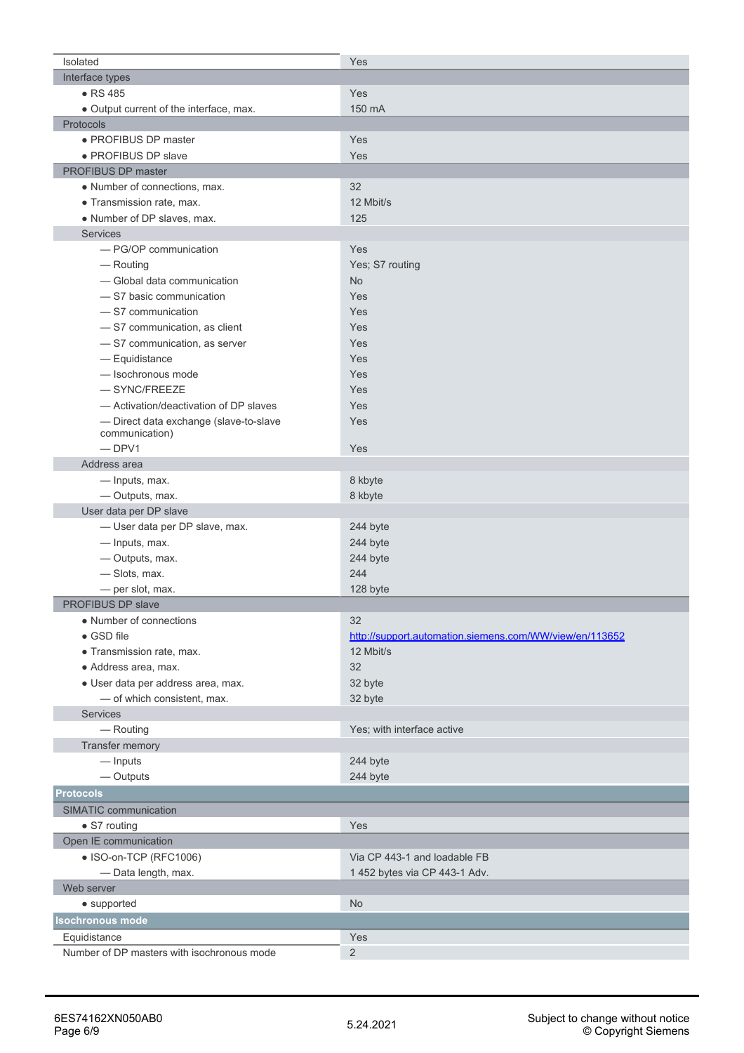| | |
|---|---|
| Isolated | Yes |
| Interface types | |
| • RS 485 | Yes |
| • Output current of the interface, max. | 150 mA |
| Protocols | |
| • PROFIBUS DP master | Yes |
| • PROFIBUS DP slave | Yes |
| PROFIBUS DP master | |
| • Number of connections, max. | 32 |
| • Transmission rate, max. | 12 Mbit/s |
| • Number of DP slaves, max. | 125 |
| Services | |
| — PG/OP communication | Yes |
| — Routing | Yes; S7 routing |
| — Global data communication | No |
| — S7 basic communication | Yes |
| — S7 communication | Yes |
| — S7 communication, as client | Yes |
| — S7 communication, as server | Yes |
| — Equidistance | Yes |
| — Isochronous mode | Yes |
| — SYNC/FREEZE | Yes |
| — Activation/deactivation of DP slaves | Yes |
| — Direct data exchange (slave-to-slave communication) | Yes |
| — DPV1 | Yes |
| Address area | |
| — Inputs, max. | 8 kbyte |
| — Outputs, max. | 8 kbyte |
| User data per DP slave | |
| — User data per DP slave, max. | 244 byte |
| — Inputs, max. | 244 byte |
| — Outputs, max. | 244 byte |
| — Slots, max. | 244 |
| — per slot, max. | 128 byte |
| PROFIBUS DP slave | |
| • Number of connections | 32 |
| • GSD file | http://support.automation.siemens.com/WW/view/en/113652 |
| • Transmission rate, max. | 12 Mbit/s |
| • Address area, max. | 32 |
| • User data per address area, max. | 32 byte |
| — of which consistent, max. | 32 byte |
| Services | |
| — Routing | Yes; with interface active |
| Transfer memory | |
| — Inputs | 244 byte |
| — Outputs | 244 byte |
| **Protocols** | |
| SIMATIC communication | |
| • S7 routing | Yes |
| Open IE communication | |
| • ISO-on-TCP (RFC1006) | Via CP 443-1 and loadable FB |
| — Data length, max. | 1 452 bytes via CP 443-1 Adv. |
| Web server | |
| • supported | No |
| **Isochronous mode** | |
| Equidistance | Yes |
| Number of DP masters with isochronous mode | 2 |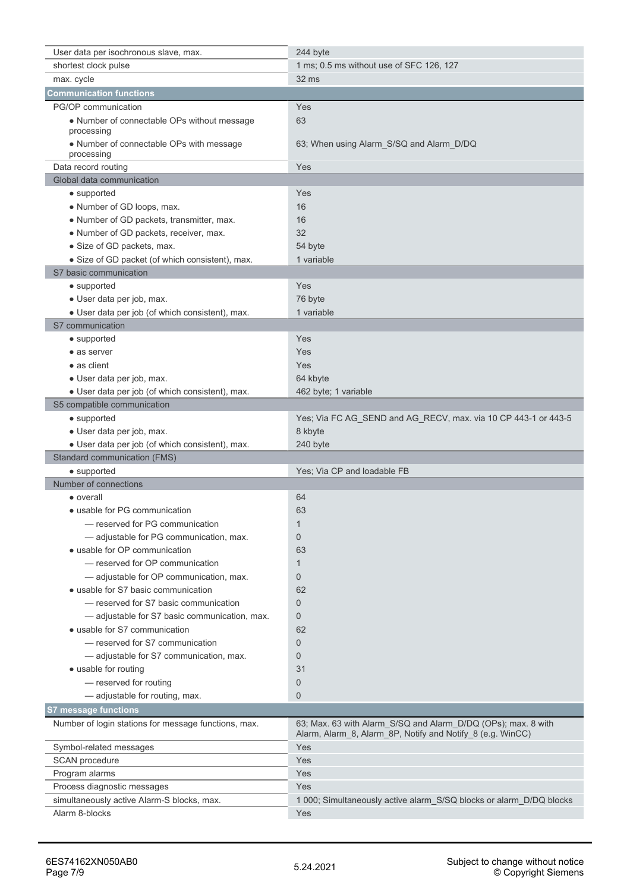| | |
|---|---|
| User data per isochronous slave, max. | 244 byte |
| shortest clock pulse | 1 ms; 0.5 ms without use of SFC 126, 127 |
| max. cycle | 32 ms |
| **Communication functions** | |
| PG/OP communication | Yes |
| • Number of connectable OPs without message processing | 63 |
| • Number of connectable OPs with message processing | 63; When using Alarm_S/SQ and Alarm_D/DQ |
| Data record routing | Yes |
| Global data communication | |
| • supported | Yes |
| • Number of GD loops, max. | 16 |
| • Number of GD packets, transmitter, max. | 16 |
| • Number of GD packets, receiver, max. | 32 |
| • Size of GD packets, max. | 54 byte |
| • Size of GD packet (of which consistent), max. | 1 variable |
| S7 basic communication | |
| • supported | Yes |
| • User data per job, max. | 76 byte |
| • User data per job (of which consistent), max. | 1 variable |
| S7 communication | |
| • supported | Yes |
| • as server | Yes |
| • as client | Yes |
| • User data per job, max. | 64 kbyte |
| • User data per job (of which consistent), max. | 462 byte; 1 variable |
| S5 compatible communication | |
| • supported | Yes; Via FC AG_SEND and AG_RECV, max. via 10 CP 443-1 or 443-5 |
| • User data per job, max. | 8 kbyte |
| • User data per job (of which consistent), max. | 240 byte |
| Standard communication (FMS) | |
| • supported | Yes; Via CP and loadable FB |
| Number of connections | |
| • overall | 64 |
| • usable for PG communication | 63 |
| — reserved for PG communication | 1 |
| — adjustable for PG communication, max. | 0 |
| • usable for OP communication | 63 |
| — reserved for OP communication | 1 |
| — adjustable for OP communication, max. | 0 |
| • usable for S7 basic communication | 62 |
| — reserved for S7 basic communication | 0 |
| — adjustable for S7 basic communication, max. | 0 |
| • usable for S7 communication | 62 |
| — reserved for S7 communication | 0 |
| — adjustable for S7 communication, max. | 0 |
| • usable for routing | 31 |
| — reserved for routing | 0 |
| — adjustable for routing, max. | 0 |
| **S7 message functions** | |
| Number of login stations for message functions, max. | 63; Max. 63 with Alarm_S/SQ and Alarm_D/DQ (OPs); max. 8 with Alarm, Alarm_8, Alarm_8P, Notify and Notify_8 (e.g. WinCC) |
| Symbol-related messages | Yes |
| SCAN procedure | Yes |
| Program alarms | Yes |
| Process diagnostic messages | Yes |
| simultaneously active Alarm-S blocks, max. | 1 000; Simultaneously active alarm_S/SQ blocks or alarm_D/DQ blocks |
| Alarm 8-blocks | Yes |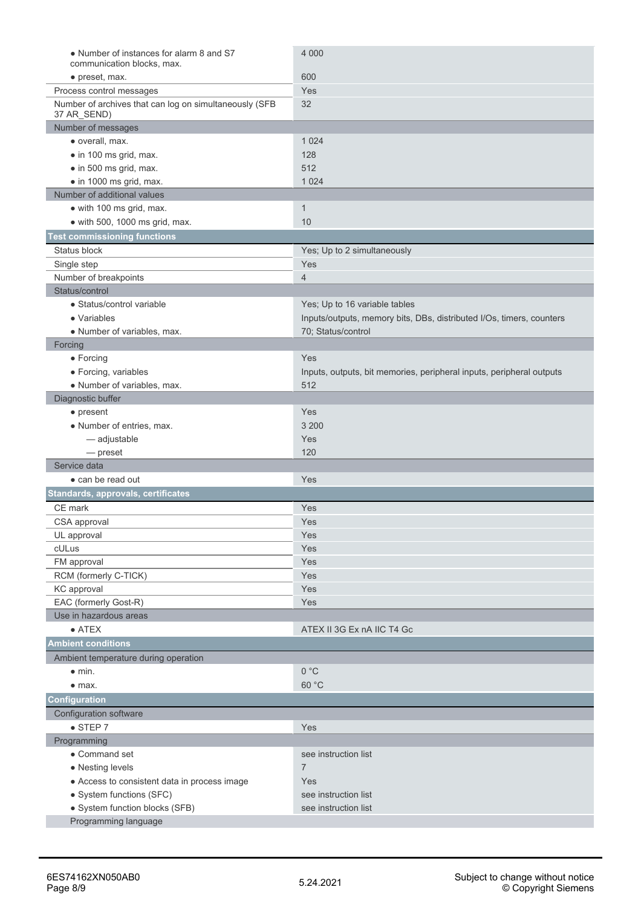| | |
|---|---|
| • Number of instances for alarm 8 and S7 communication blocks, max. | 4 000 |
| • preset, max. | 600 |
| Process control messages | Yes |
| Number of archives that can log on simultaneously (SFB 37 AR_SEND) | 32 |
| Number of messages | |
| • overall, max. | 1 024 |
| • in 100 ms grid, max. | 128 |
| • in 500 ms grid, max. | 512 |
| • in 1000 ms grid, max. | 1 024 |
| Number of additional values | |
| • with 100 ms grid, max. | 1 |
| • with 500, 1000 ms grid, max. | 10 |
| **Test commissioning functions** | |
| Status block | Yes; Up to 2 simultaneously |
| Single step | Yes |
| Number of breakpoints | 4 |
| Status/control | |
| • Status/control variable | Yes; Up to 16 variable tables |
| • Variables | Inputs/outputs, memory bits, DBs, distributed I/Os, timers, counters |
| • Number of variables, max. | 70; Status/control |
| Forcing | |
| • Forcing | Yes |
| • Forcing, variables | Inputs, outputs, bit memories, peripheral inputs, peripheral outputs |
| • Number of variables, max. | 512 |
| Diagnostic buffer | |
| • present | Yes |
| • Number of entries, max. | 3 200 |
| — adjustable | Yes |
| — preset | 120 |
| Service data | |
| • can be read out | Yes |
| **Standards, approvals, certificates** | |
| CE mark | Yes |
| CSA approval | Yes |
| UL approval | Yes |
| cULus | Yes |
| FM approval | Yes |
| RCM (formerly C-TICK) | Yes |
| KC approval | Yes |
| EAC (formerly Gost-R) | Yes |
| Use in hazardous areas | |
| • ATEX | ATEX II 3G Ex nA IIC T4 Gc |
| **Ambient conditions** | |
| Ambient temperature during operation | |
| • min. | 0 °C |
| • max. | 60 °C |
| **Configuration** | |
| Configuration software | |
| • STEP 7 | Yes |
| Programming | |
| • Command set | see instruction list |
| • Nesting levels | 7 |
| • Access to consistent data in process image | Yes |
| • System functions (SFC) | see instruction list |
| • System function blocks (SFB) | see instruction list |
| Programming language | |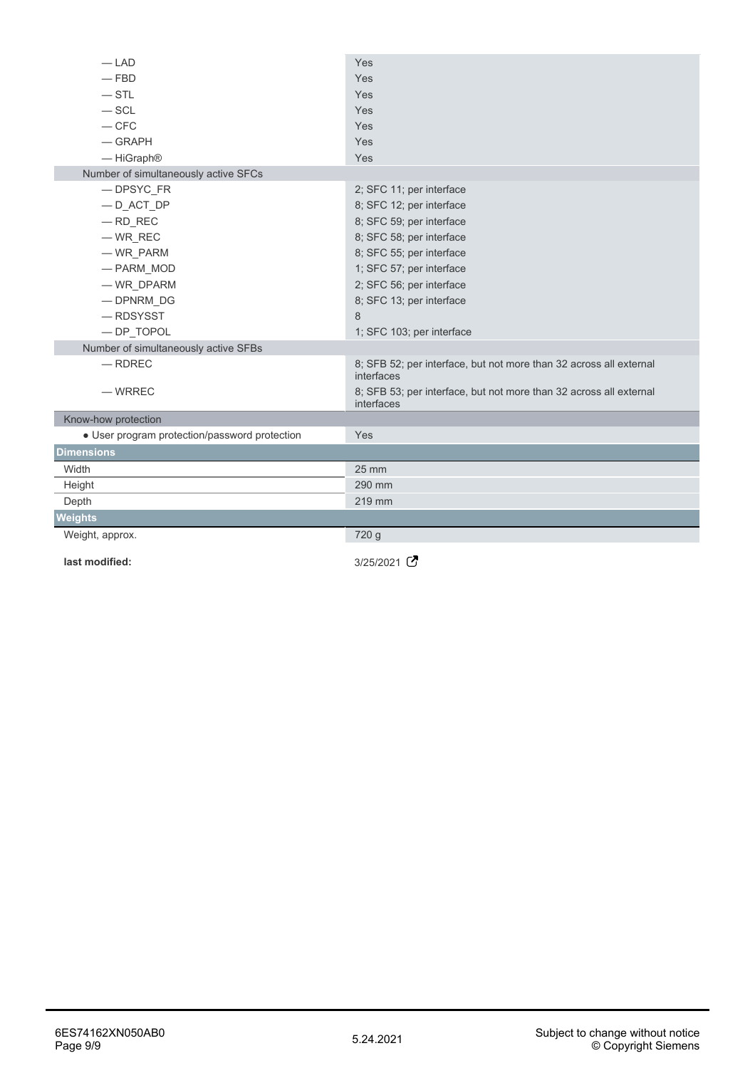| | |
|---|---|
| — LAD | Yes |
| — FBD | Yes |
| — STL | Yes |
| — SCL | Yes |
| — CFC | Yes |
| — GRAPH | Yes |
| — HiGraph® | Yes |
| Number of simultaneously active SFCs | |
| — DPSYC_FR | 2; SFC 11; per interface |
| — D_ACT_DP | 8; SFC 12; per interface |
| — RD_REC | 8; SFC 59; per interface |
| — WR_REC | 8; SFC 58; per interface |
| — WR_PARM | 8; SFC 55; per interface |
| — PARM_MOD | 1; SFC 57; per interface |
| — WR_DPARM | 2; SFC 56; per interface |
| — DPNRM_DG | 8; SFC 13; per interface |
| — RDSYSST | 8 |
| — DP_TOPOL | 1; SFC 103; per interface |
| Number of simultaneously active SFBs | |
| — RDREC | 8; SFB 52; per interface, but not more than 32 across all external interfaces |
| — WRREC | 8; SFB 53; per interface, but not more than 32 across all external interfaces |
| Know-how protection | |
| • User program protection/password protection | Yes |
| **Dimensions** | |
| Width | 25 mm |
| Height | 290 mm |
| Depth | 219 mm |
| **Weights** | |
| Weight, approx. | 720 g |

**last modified:** 3/25/2021